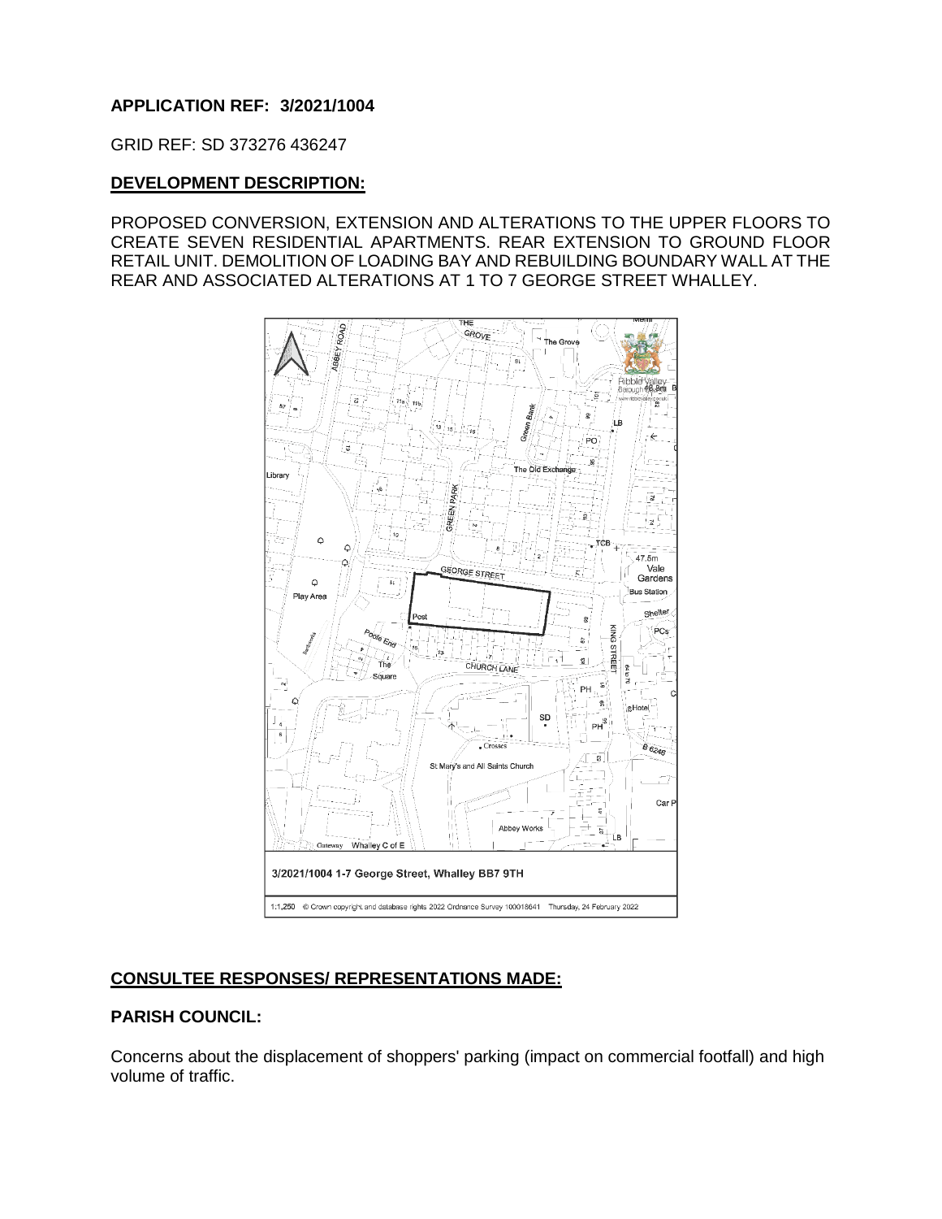**APPLICATION REF: 3/2021/1004**

GRID REF: SD 373276 436247

**DEVELOPMENT DESCRIPTION:**

PROPOSED CONVERSION, EXTENSION AND ALTERATIONS TO THE UPPER FLOORS TO CREATE SEVEN RESIDENTIAL APARTMENTS. REAR EXTENSION TO GROUND FLOOR RETAIL UNIT. DEMOLITION OF LOADING BAY AND REBUILDING BOUNDARY WALL AT THE REAR AND ASSOCIATED ALTERATIONS AT 1 TO 7 GEORGE STREET WHALLEY.

3/2021/1004 1-7 George Street, Whalley BB7 9TH

1:1,250 © Crown copyright and database rights 2022 Ordnance Survey 100018641 Thursday, 24 February 2022

**CONSULTEE RESPONSES/ REPRESENTATIONS MADE:**

**PARISH COUNCIL:**

Concerns about the displacement of shoppers' parking (impact on commercial footfall) and high volume of traffic.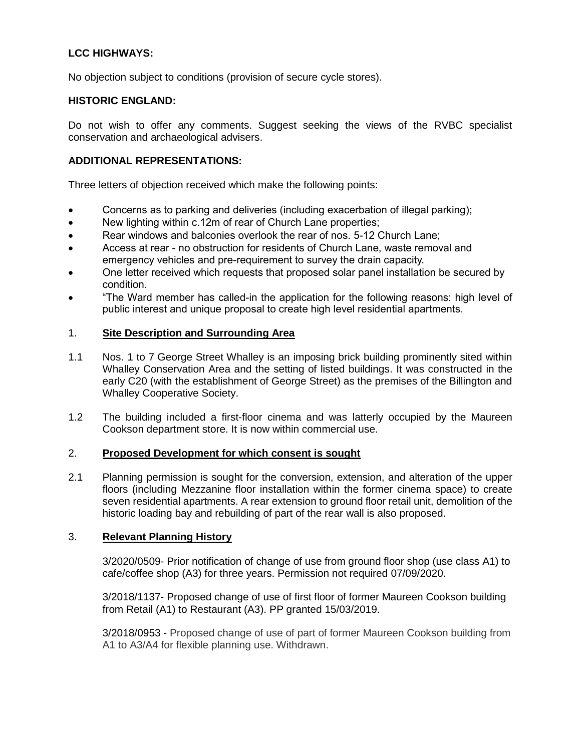**LCC HIGHWAYS:**

No objection subject to conditions (provision of secure cycle stores).

**HISTORIC ENGLAND:**

Do not wish to offer any comments. Suggest seeking the views of the RVBC specialist conservation and archaeological advisers.

**ADDITIONAL REPRESENTATIONS:**

Three letters of objection received which make the following points:

- Concerns as to parking and deliveries (including exacerbation of illegal parking);
- New lighting within c.12m of rear of Church Lane properties;
- Rear windows and balconies overlook the rear of nos. 5-12 Church Lane;
- Access at rear - no obstruction for residents of Church Lane, waste removal and emergency vehicles and pre-requirement to survey the drain capacity.
- One letter received which requests that proposed solar panel installation be secured by condition.
- "The Ward member has called-in the application for the following reasons: high level of public interest and unique proposal to create high level residential apartments.

## 1. **Site Description and Surrounding Area**

1.1 Nos. 1 to 7 George Street Whalley is an imposing brick building prominently sited within Whalley Conservation Area and the setting of listed buildings. It was constructed in the early C20 (with the establishment of George Street) as the premises of the Billington and Whalley Cooperative Society.

1.2 The building included a first-floor cinema and was latterly occupied by the Maureen Cookson department store. It is now within commercial use.

## 2. **Proposed Development for which consent is sought**

2.1 Planning permission is sought for the conversion, extension, and alteration of the upper floors (including Mezzanine floor installation within the former cinema space) to create seven residential apartments. A rear extension to ground floor retail unit, demolition of the historic loading bay and rebuilding of part of the rear wall is also proposed.

## 3. **Relevant Planning History**

3/2020/0509- Prior notification of change of use from ground floor shop (use class A1) to cafe/coffee shop (A3) for three years. Permission not required 07/09/2020.

3/2018/1137- Proposed change of use of first floor of former Maureen Cookson building from Retail (A1) to Restaurant (A3). PP granted 15/03/2019.

3/2018/0953 - Proposed change of use of part of former Maureen Cookson building from A1 to A3/A4 for flexible planning use. Withdrawn.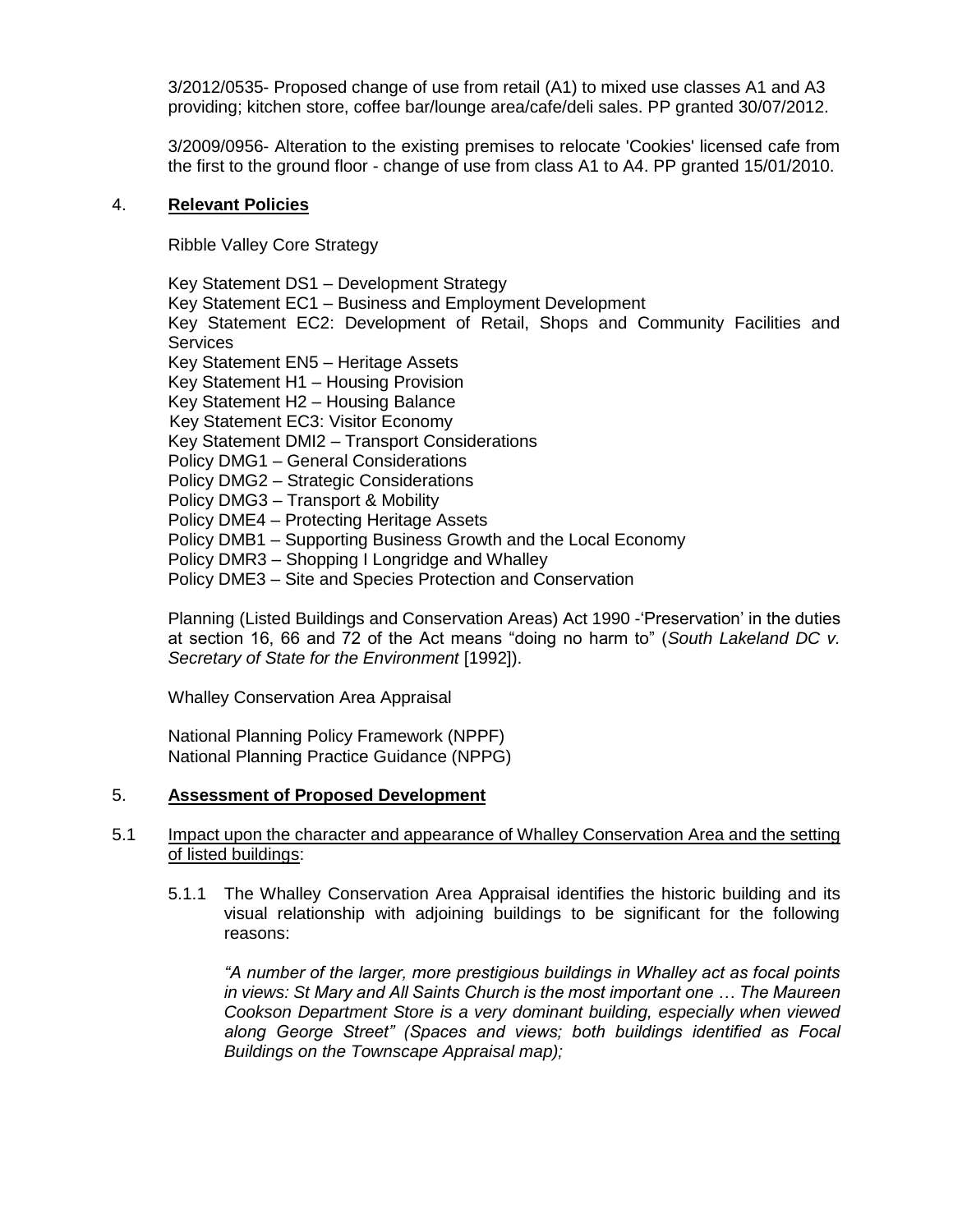3/2012/0535- Proposed change of use from retail (A1) to mixed use classes A1 and A3 providing; kitchen store, coffee bar/lounge area/cafe/deli sales. PP granted 30/07/2012.

3/2009/0956- Alteration to the existing premises to relocate 'Cookies' licensed cafe from the first to the ground floor - change of use from class A1 to A4. PP granted 15/01/2010.

## 4. **Relevant Policies**

Ribble Valley Core Strategy

Key Statement DS1 – Development Strategy
Key Statement EC1 – Business and Employment Development
Key Statement EC2: Development of Retail, Shops and Community Facilities and Services
Key Statement EN5 – Heritage Assets
Key Statement H1 – Housing Provision
Key Statement H2 – Housing Balance
Key Statement EC3: Visitor Economy
Key Statement DMI2 – Transport Considerations
Policy DMG1 – General Considerations
Policy DMG2 – Strategic Considerations
Policy DMG3 – Transport & Mobility
Policy DME4 – Protecting Heritage Assets
Policy DMB1 – Supporting Business Growth and the Local Economy
Policy DMR3 – Shopping I Longridge and Whalley
Policy DME3 – Site and Species Protection and Conservation

Planning (Listed Buildings and Conservation Areas) Act 1990 -'Preservation' in the duties at section 16, 66 and 72 of the Act means "doing no harm to" (*South Lakeland DC v. Secretary of State for the Environment* [1992]).

Whalley Conservation Area Appraisal

National Planning Policy Framework (NPPF)
National Planning Practice Guidance (NPPG)

## 5. **Assessment of Proposed Development**

5.1 Impact upon the character and appearance of Whalley Conservation Area and the setting of listed buildings:

5.1.1 The Whalley Conservation Area Appraisal identifies the historic building and its visual relationship with adjoining buildings to be significant for the following reasons:

*"A number of the larger, more prestigious buildings in Whalley act as focal points in views: St Mary and All Saints Church is the most important one … The Maureen Cookson Department Store is a very dominant building, especially when viewed along George Street" (Spaces and views; both buildings identified as Focal Buildings on the Townscape Appraisal map);*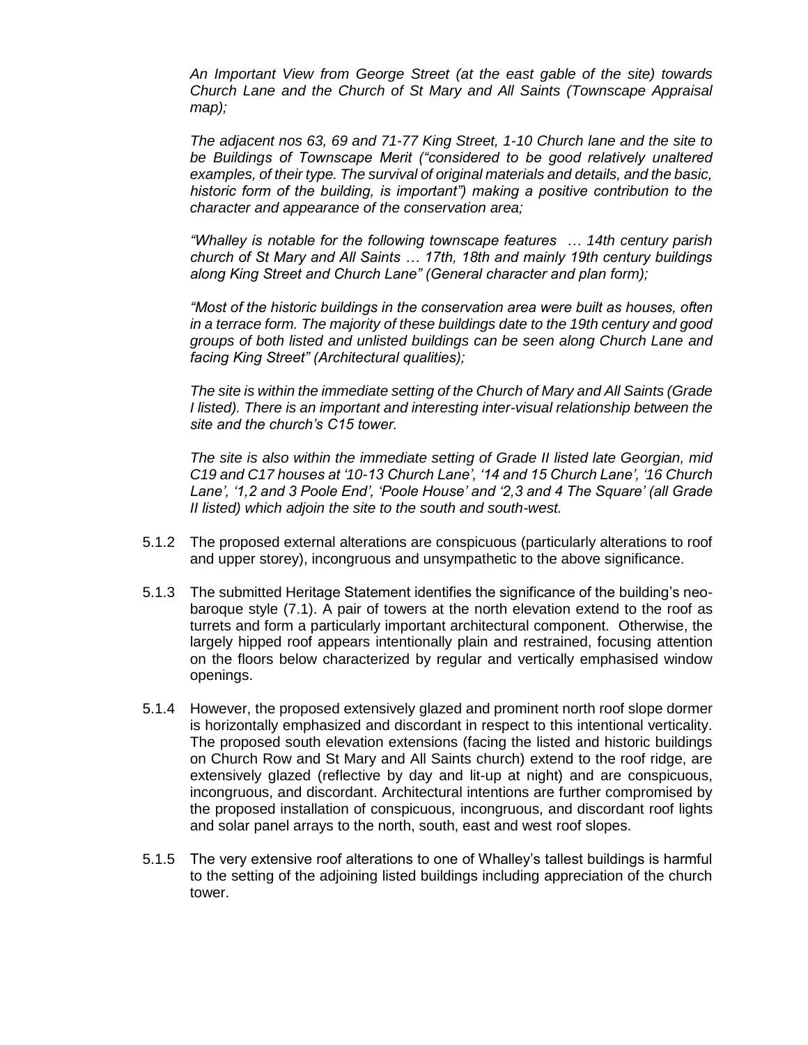*An Important View from George Street (at the east gable of the site) towards Church Lane and the Church of St Mary and All Saints (Townscape Appraisal map);*

*The adjacent nos 63, 69 and 71-77 King Street, 1-10 Church lane and the site to be Buildings of Townscape Merit ("considered to be good relatively unaltered examples, of their type. The survival of original materials and details, and the basic, historic form of the building, is important") making a positive contribution to the character and appearance of the conservation area;*

*"Whalley is notable for the following townscape features … 14th century parish church of St Mary and All Saints … 17th, 18th and mainly 19th century buildings along King Street and Church Lane" (General character and plan form);*

*"Most of the historic buildings in the conservation area were built as houses, often in a terrace form. The majority of these buildings date to the 19th century and good groups of both listed and unlisted buildings can be seen along Church Lane and facing King Street" (Architectural qualities);*

*The site is within the immediate setting of the Church of Mary and All Saints (Grade I listed). There is an important and interesting inter-visual relationship between the site and the church's C15 tower.*

*The site is also within the immediate setting of Grade II listed late Georgian, mid C19 and C17 houses at '10-13 Church Lane', '14 and 15 Church Lane', '16 Church Lane', '1,2 and 3 Poole End', 'Poole House' and '2,3 and 4 The Square' (all Grade II listed) which adjoin the site to the south and south-west.*

5.1.2 The proposed external alterations are conspicuous (particularly alterations to roof and upper storey), incongruous and unsympathetic to the above significance.

5.1.3 The submitted Heritage Statement identifies the significance of the building's neo-baroque style (7.1). A pair of towers at the north elevation extend to the roof as turrets and form a particularly important architectural component. Otherwise, the largely hipped roof appears intentionally plain and restrained, focusing attention on the floors below characterized by regular and vertically emphasised window openings.

5.1.4 However, the proposed extensively glazed and prominent north roof slope dormer is horizontally emphasized and discordant in respect to this intentional verticality. The proposed south elevation extensions (facing the listed and historic buildings on Church Row and St Mary and All Saints church) extend to the roof ridge, are extensively glazed (reflective by day and lit-up at night) and are conspicuous, incongruous, and discordant. Architectural intentions are further compromised by the proposed installation of conspicuous, incongruous, and discordant roof lights and solar panel arrays to the north, south, east and west roof slopes.

5.1.5 The very extensive roof alterations to one of Whalley's tallest buildings is harmful to the setting of the adjoining listed buildings including appreciation of the church tower.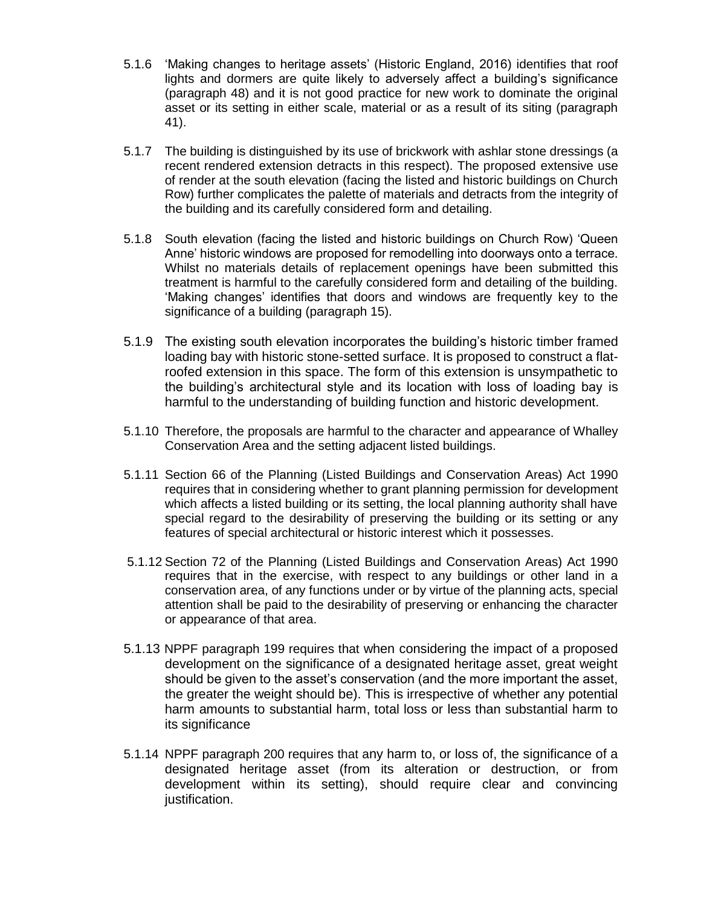5.1.6 'Making changes to heritage assets' (Historic England, 2016) identifies that roof lights and dormers are quite likely to adversely affect a building's significance (paragraph 48) and it is not good practice for new work to dominate the original asset or its setting in either scale, material or as a result of its siting (paragraph 41).

5.1.7 The building is distinguished by its use of brickwork with ashlar stone dressings (a recent rendered extension detracts in this respect). The proposed extensive use of render at the south elevation (facing the listed and historic buildings on Church Row) further complicates the palette of materials and detracts from the integrity of the building and its carefully considered form and detailing.

5.1.8 South elevation (facing the listed and historic buildings on Church Row) 'Queen Anne' historic windows are proposed for remodelling into doorways onto a terrace. Whilst no materials details of replacement openings have been submitted this treatment is harmful to the carefully considered form and detailing of the building. 'Making changes' identifies that doors and windows are frequently key to the significance of a building (paragraph 15).

5.1.9 The existing south elevation incorporates the building's historic timber framed loading bay with historic stone-setted surface. It is proposed to construct a flat-roofed extension in this space. The form of this extension is unsympathetic to the building's architectural style and its location with loss of loading bay is harmful to the understanding of building function and historic development.

5.1.10 Therefore, the proposals are harmful to the character and appearance of Whalley Conservation Area and the setting adjacent listed buildings.

5.1.11 Section 66 of the Planning (Listed Buildings and Conservation Areas) Act 1990 requires that in considering whether to grant planning permission for development which affects a listed building or its setting, the local planning authority shall have special regard to the desirability of preserving the building or its setting or any features of special architectural or historic interest which it possesses.

5.1.12 Section 72 of the Planning (Listed Buildings and Conservation Areas) Act 1990 requires that in the exercise, with respect to any buildings or other land in a conservation area, of any functions under or by virtue of the planning acts, special attention shall be paid to the desirability of preserving or enhancing the character or appearance of that area.

5.1.13 NPPF paragraph 199 requires that when considering the impact of a proposed development on the significance of a designated heritage asset, great weight should be given to the asset's conservation (and the more important the asset, the greater the weight should be). This is irrespective of whether any potential harm amounts to substantial harm, total loss or less than substantial harm to its significance

5.1.14 NPPF paragraph 200 requires that any harm to, or loss of, the significance of a designated heritage asset (from its alteration or destruction, or from development within its setting), should require clear and convincing justification.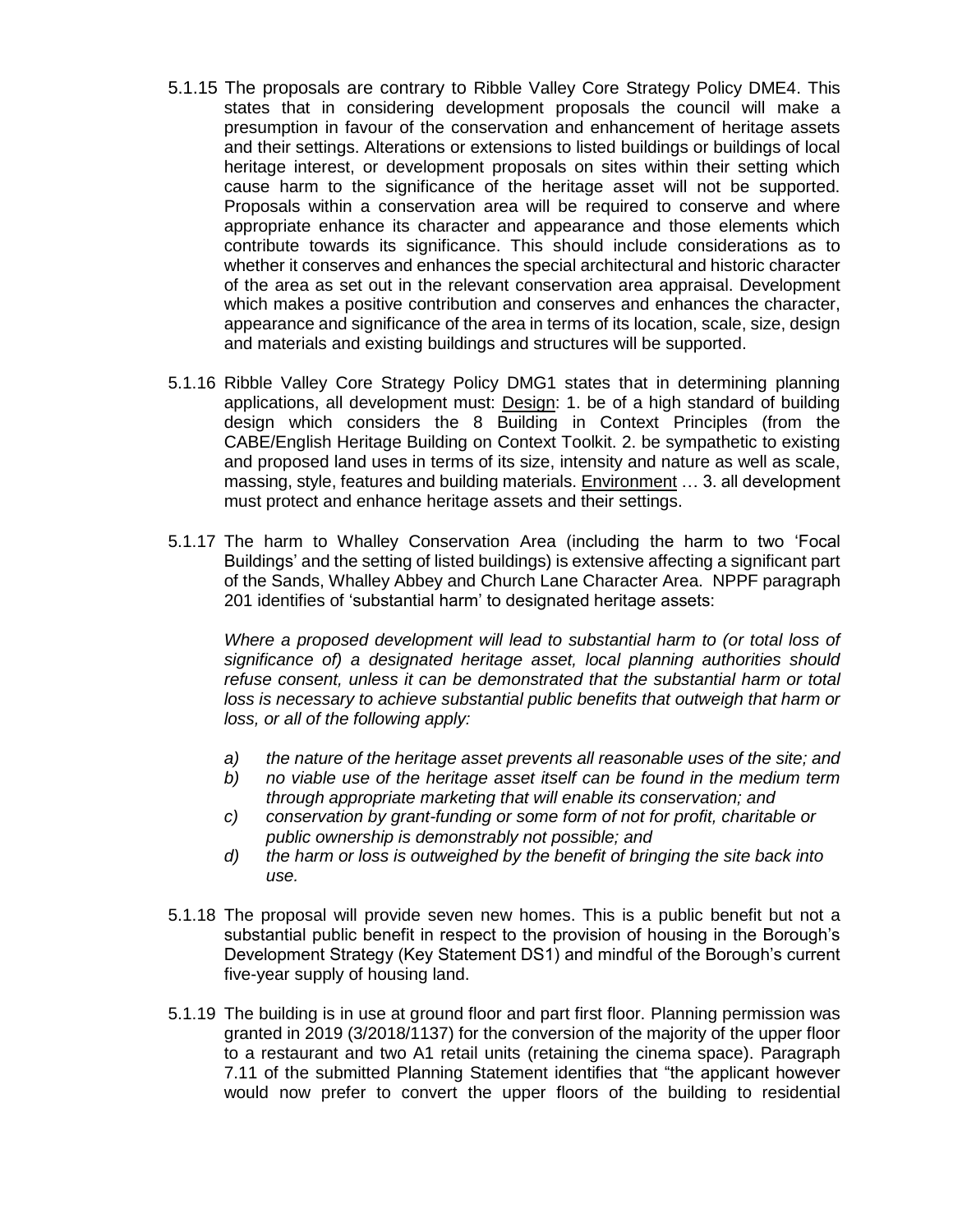5.1.15 The proposals are contrary to Ribble Valley Core Strategy Policy DME4. This states that in considering development proposals the council will make a presumption in favour of the conservation and enhancement of heritage assets and their settings. Alterations or extensions to listed buildings or buildings of local heritage interest, or development proposals on sites within their setting which cause harm to the significance of the heritage asset will not be supported. Proposals within a conservation area will be required to conserve and where appropriate enhance its character and appearance and those elements which contribute towards its significance. This should include considerations as to whether it conserves and enhances the special architectural and historic character of the area as set out in the relevant conservation area appraisal. Development which makes a positive contribution and conserves and enhances the character, appearance and significance of the area in terms of its location, scale, size, design and materials and existing buildings and structures will be supported.

5.1.16 Ribble Valley Core Strategy Policy DMG1 states that in determining planning applications, all development must: Design: 1. be of a high standard of building design which considers the 8 Building in Context Principles (from the CABE/English Heritage Building on Context Toolkit. 2. be sympathetic to existing and proposed land uses in terms of its size, intensity and nature as well as scale, massing, style, features and building materials. Environment … 3. all development must protect and enhance heritage assets and their settings.

5.1.17 The harm to Whalley Conservation Area (including the harm to two 'Focal Buildings' and the setting of listed buildings) is extensive affecting a significant part of the Sands, Whalley Abbey and Church Lane Character Area. NPPF paragraph 201 identifies of 'substantial harm' to designated heritage assets:

*Where a proposed development will lead to substantial harm to (or total loss of significance of) a designated heritage asset, local planning authorities should refuse consent, unless it can be demonstrated that the substantial harm or total loss is necessary to achieve substantial public benefits that outweigh that harm or loss, or all of the following apply:*

*a) the nature of the heritage asset prevents all reasonable uses of the site; and*
*b) no viable use of the heritage asset itself can be found in the medium term through appropriate marketing that will enable its conservation; and*
*c) conservation by grant-funding or some form of not for profit, charitable or public ownership is demonstrably not possible; and*
*d) the harm or loss is outweighed by the benefit of bringing the site back into use.*

5.1.18 The proposal will provide seven new homes. This is a public benefit but not a substantial public benefit in respect to the provision of housing in the Borough's Development Strategy (Key Statement DS1) and mindful of the Borough's current five-year supply of housing land.

5.1.19 The building is in use at ground floor and part first floor. Planning permission was granted in 2019 (3/2018/1137) for the conversion of the majority of the upper floor to a restaurant and two A1 retail units (retaining the cinema space). Paragraph 7.11 of the submitted Planning Statement identifies that "the applicant however would now prefer to convert the upper floors of the building to residential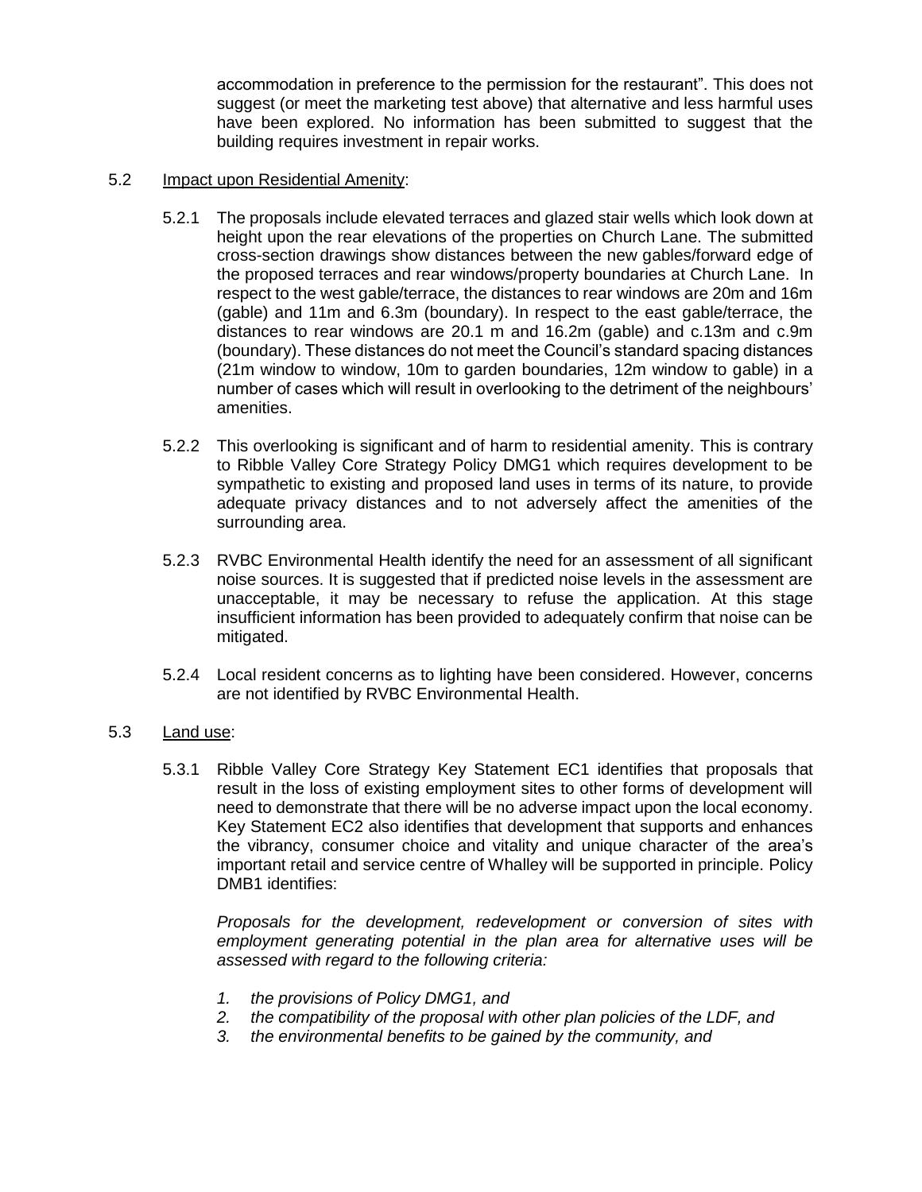accommodation in preference to the permission for the restaurant". This does not suggest (or meet the marketing test above) that alternative and less harmful uses have been explored. No information has been submitted to suggest that the building requires investment in repair works.

5.2 Impact upon Residential Amenity:

5.2.1 The proposals include elevated terraces and glazed stair wells which look down at height upon the rear elevations of the properties on Church Lane. The submitted cross-section drawings show distances between the new gables/forward edge of the proposed terraces and rear windows/property boundaries at Church Lane. In respect to the west gable/terrace, the distances to rear windows are 20m and 16m (gable) and 11m and 6.3m (boundary). In respect to the east gable/terrace, the distances to rear windows are 20.1 m and 16.2m (gable) and c.13m and c.9m (boundary). These distances do not meet the Council's standard spacing distances (21m window to window, 10m to garden boundaries, 12m window to gable) in a number of cases which will result in overlooking to the detriment of the neighbours' amenities.

5.2.2 This overlooking is significant and of harm to residential amenity. This is contrary to Ribble Valley Core Strategy Policy DMG1 which requires development to be sympathetic to existing and proposed land uses in terms of its nature, to provide adequate privacy distances and to not adversely affect the amenities of the surrounding area.

5.2.3 RVBC Environmental Health identify the need for an assessment of all significant noise sources. It is suggested that if predicted noise levels in the assessment are unacceptable, it may be necessary to refuse the application. At this stage insufficient information has been provided to adequately confirm that noise can be mitigated.

5.2.4 Local resident concerns as to lighting have been considered. However, concerns are not identified by RVBC Environmental Health.

5.3 Land use:

5.3.1 Ribble Valley Core Strategy Key Statement EC1 identifies that proposals that result in the loss of existing employment sites to other forms of development will need to demonstrate that there will be no adverse impact upon the local economy. Key Statement EC2 also identifies that development that supports and enhances the vibrancy, consumer choice and vitality and unique character of the area's important retail and service centre of Whalley will be supported in principle. Policy DMB1 identifies:

*Proposals for the development, redevelopment or conversion of sites with employment generating potential in the plan area for alternative uses will be assessed with regard to the following criteria:*

1. *the provisions of Policy DMG1, and*
2. *the compatibility of the proposal with other plan policies of the LDF, and*
3. *the environmental benefits to be gained by the community, and*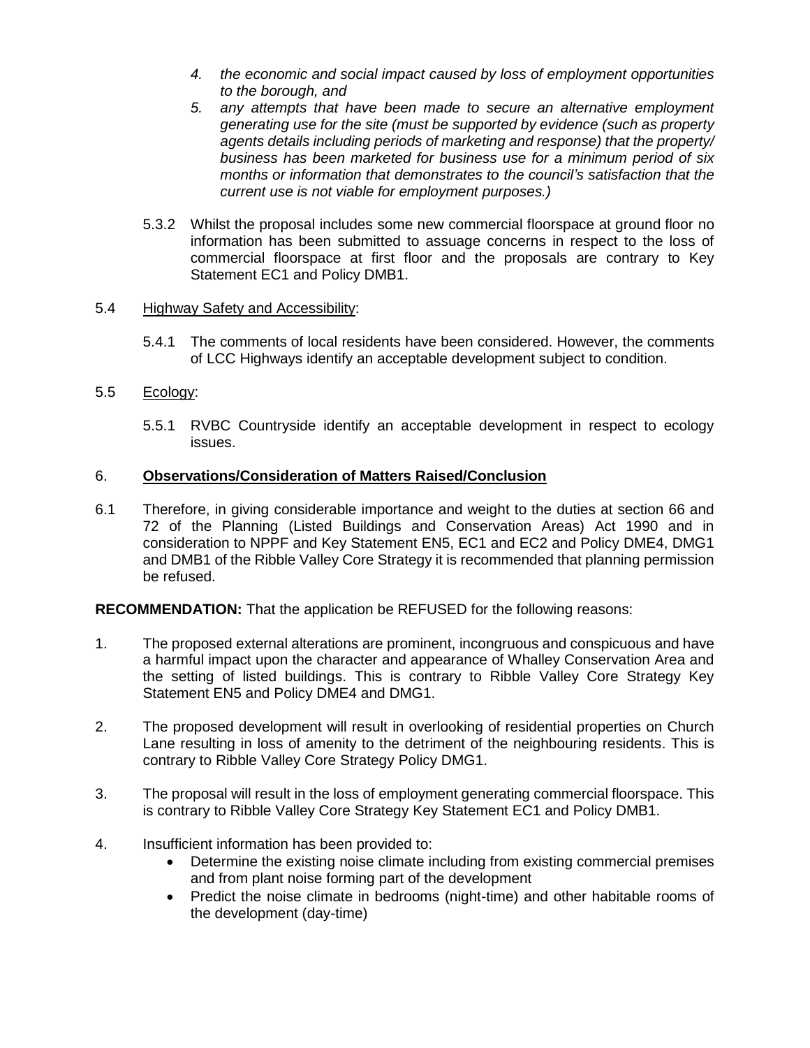> 4. *the economic and social impact caused by loss of employment opportunities to the borough, and*
> 5. *any attempts that have been made to secure an alternative employment generating use for the site (must be supported by evidence (such as property agents details including periods of marketing and response) that the property/ business has been marketed for business use for a minimum period of six months or information that demonstrates to the council's satisfaction that the current use is not viable for employment purposes.)*

5.3.2 Whilst the proposal includes some new commercial floorspace at ground floor no information has been submitted to assuage concerns in respect to the loss of commercial floorspace at first floor and the proposals are contrary to Key Statement EC1 and Policy DMB1.

5.4 Highway Safety and Accessibility:

5.4.1 The comments of local residents have been considered. However, the comments of LCC Highways identify an acceptable development subject to condition.

5.5 Ecology:

5.5.1 RVBC Countryside identify an acceptable development in respect to ecology issues.

## 6. **Observations/Consideration of Matters Raised/Conclusion**

6.1 Therefore, in giving considerable importance and weight to the duties at section 66 and 72 of the Planning (Listed Buildings and Conservation Areas) Act 1990 and in consideration to NPPF and Key Statement EN5, EC1 and EC2 and Policy DME4, DMG1 and DMB1 of the Ribble Valley Core Strategy it is recommended that planning permission be refused.

**RECOMMENDATION:** That the application be REFUSED for the following reasons:

1. The proposed external alterations are prominent, incongruous and conspicuous and have a harmful impact upon the character and appearance of Whalley Conservation Area and the setting of listed buildings. This is contrary to Ribble Valley Core Strategy Key Statement EN5 and Policy DME4 and DMG1.

2. The proposed development will result in overlooking of residential properties on Church Lane resulting in loss of amenity to the detriment of the neighbouring residents. This is contrary to Ribble Valley Core Strategy Policy DMG1.

3. The proposal will result in the loss of employment generating commercial floorspace. This is contrary to Ribble Valley Core Strategy Key Statement EC1 and Policy DMB1.

4. Insufficient information has been provided to:
   - Determine the existing noise climate including from existing commercial premises and from plant noise forming part of the development
   - Predict the noise climate in bedrooms (night-time) and other habitable rooms of the development (day-time)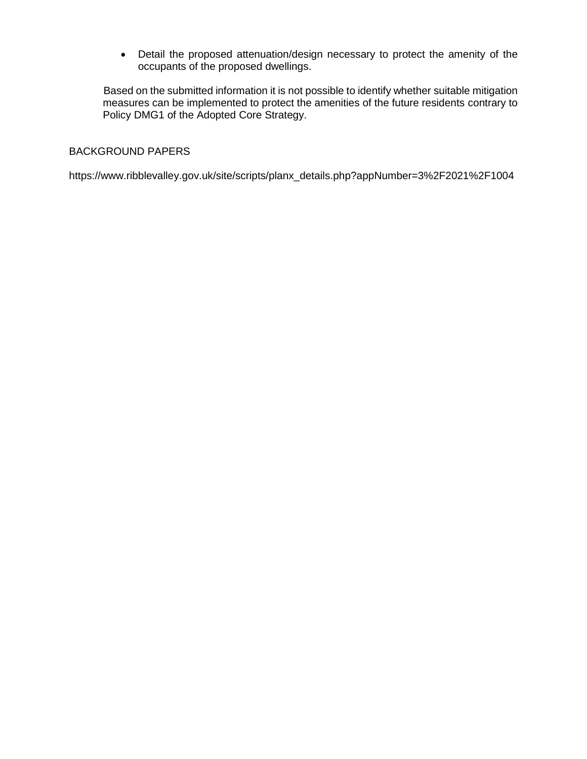- Detail the proposed attenuation/design necessary to protect the amenity of the occupants of the proposed dwellings.

Based on the submitted information it is not possible to identify whether suitable mitigation measures can be implemented to protect the amenities of the future residents contrary to Policy DMG1 of the Adopted Core Strategy.

## BACKGROUND PAPERS

https://www.ribblevalley.gov.uk/site/scripts/planx_details.php?appNumber=3%2F2021%2F1004